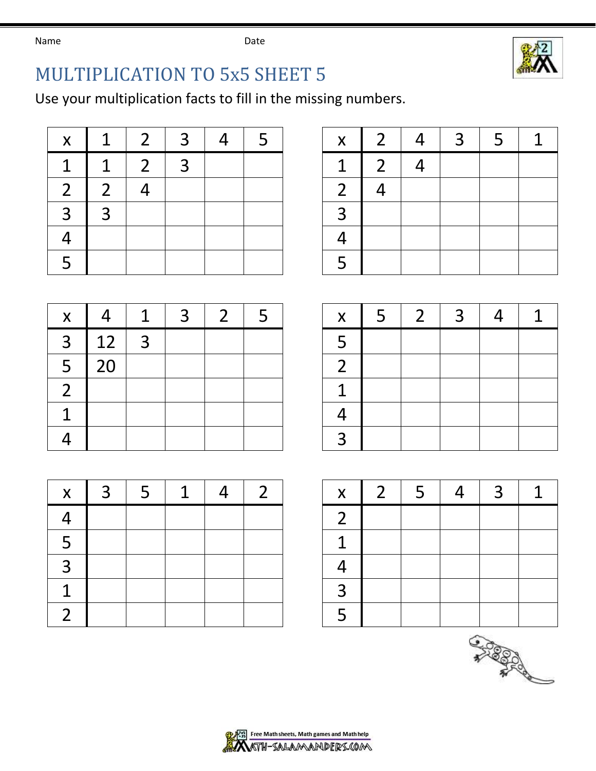Name Date

# MULTIPLICATION TO 5x5 SHEET 5

Use your multiplication facts to fill in the missing numbers.

| x | 1 | 2 | 3 | 4 | 5 |
|---|---|---|---|---|---|
| 1 | 1 | 2 | 3 | | |
| 2 | 2 | 4 | | | |
| 3 | 3 | | | | |
| 4 | | | | | |
| 5 | | | | | |

| x | 2 | 4 | 3 | 5 | 1 |
|---|---|---|---|---|---|
| 1 | 2 | 4 | | | |
| 2 | 4 | | | | |
| 3 | | | | | |
| 4 | | | | | |
| 5 | | | | | |

| x | 4 | 1 | 3 | 2 | 5 |
|---|---|---|---|---|---|
| 3 | 12 | 3 | | | |
| 5 | 20 | | | | |
| 2 | | | | | |
| 1 | | | | | |
| 4 | | | | | |

| x | 5 | 2 | 3 | 4 | 1 |
|---|---|---|---|---|---|
| 5 | | | | | |
| 2 | | | | | |
| 1 | | | | | |
| 4 | | | | | |
| 3 | | | | | |

| x | 3 | 5 | 1 | 4 | 2 |
|---|---|---|---|---|---|
| 4 | | | | | |
| 5 | | | | | |
| 3 | | | | | |
| 1 | | | | | |
| 2 | | | | | |

| x | 2 | 5 | 4 | 3 | 1 |
|---|---|---|---|---|---|
| 2 | | | | | |
| 1 | | | | | |
| 4 | | | | | |
| 3 | | | | | |
| 5 | | | | | |

Free Math sheets, Math games and Math help
MATH-SALAMANDERS.COM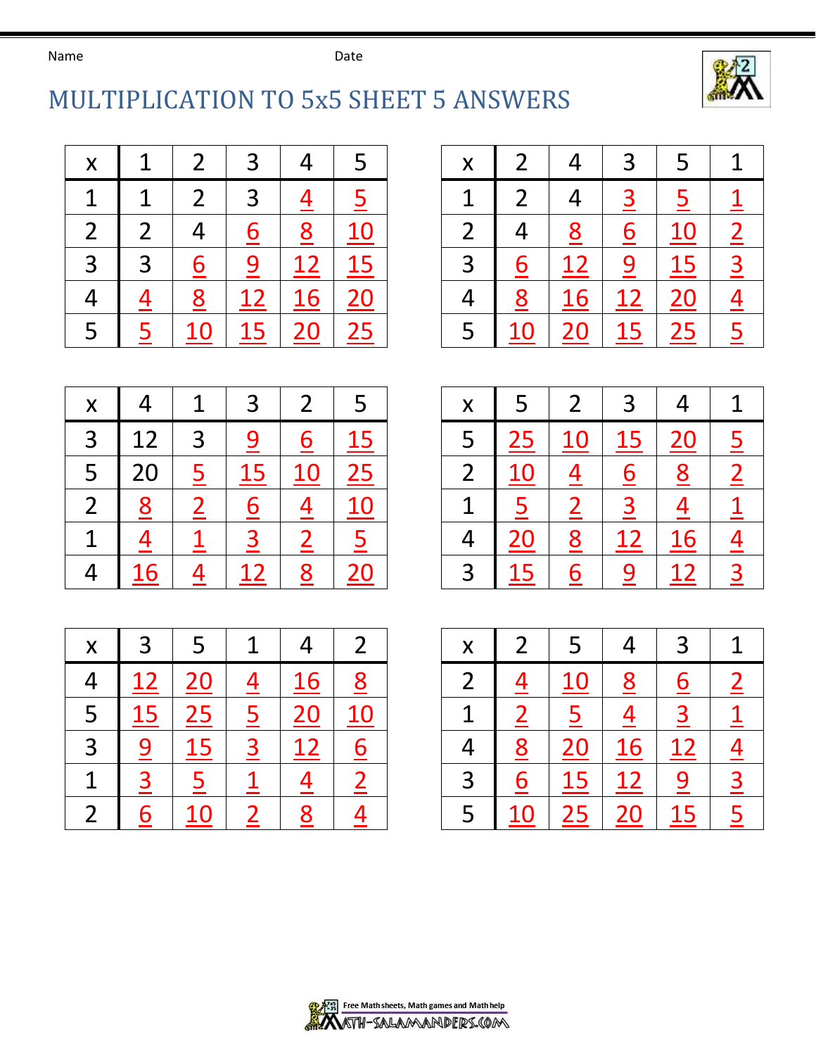Name Date

# MULTIPLICATION TO 5x5 SHEET 5 ANSWERS

| x | 1 | 2 | 3 | 4 | 5 |
|---|---|---|---|---|---|
| 1 | 1 | 2 | 3 | 4 | 5 |
| 2 | 2 | 4 | 6 | 8 | 10 |
| 3 | 3 | 6 | 9 | 12 | 15 |
| 4 | 4 | 8 | 12 | 16 | 20 |
| 5 | 5 | 10 | 15 | 20 | 25 |

| x | 2 | 4 | 3 | 5 | 1 |
|---|---|---|---|---|---|
| 1 | 2 | 4 | 3 | 5 | 1 |
| 2 | 4 | 8 | 6 | 10 | 2 |
| 3 | 6 | 12 | 9 | 15 | 3 |
| 4 | 8 | 16 | 12 | 20 | 4 |
| 5 | 10 | 20 | 15 | 25 | 5 |

| x | 4 | 1 | 3 | 2 | 5 |
|---|---|---|---|---|---|
| 3 | 12 | 3 | 9 | 6 | 15 |
| 5 | 20 | 5 | 15 | 10 | 25 |
| 2 | 8 | 2 | 6 | 4 | 10 |
| 1 | 4 | 1 | 3 | 2 | 5 |
| 4 | 16 | 4 | 12 | 8 | 20 |

| x | 5 | 2 | 3 | 4 | 1 |
|---|---|---|---|---|---|
| 5 | 25 | 10 | 15 | 20 | 5 |
| 2 | 10 | 4 | 6 | 8 | 2 |
| 1 | 5 | 2 | 3 | 4 | 1 |
| 4 | 20 | 8 | 12 | 16 | 4 |
| 3 | 15 | 6 | 9 | 12 | 3 |

| x | 3 | 5 | 1 | 4 | 2 |
|---|---|---|---|---|---|
| 4 | 12 | 20 | 4 | 16 | 8 |
| 5 | 15 | 25 | 5 | 20 | 10 |
| 3 | 9 | 15 | 3 | 12 | 6 |
| 1 | 3 | 5 | 1 | 4 | 2 |
| 2 | 6 | 10 | 2 | 8 | 4 |

| x | 2 | 5 | 4 | 3 | 1 |
|---|---|---|---|---|---|
| 2 | 4 | 10 | 8 | 6 | 2 |
| 1 | 2 | 5 | 4 | 3 | 1 |
| 4 | 8 | 20 | 16 | 12 | 4 |
| 3 | 6 | 15 | 12 | 9 | 3 |
| 5 | 10 | 25 | 20 | 15 | 5 |

Free Math sheets, Math games and Math help
MATH-SALAMANDERS.COM